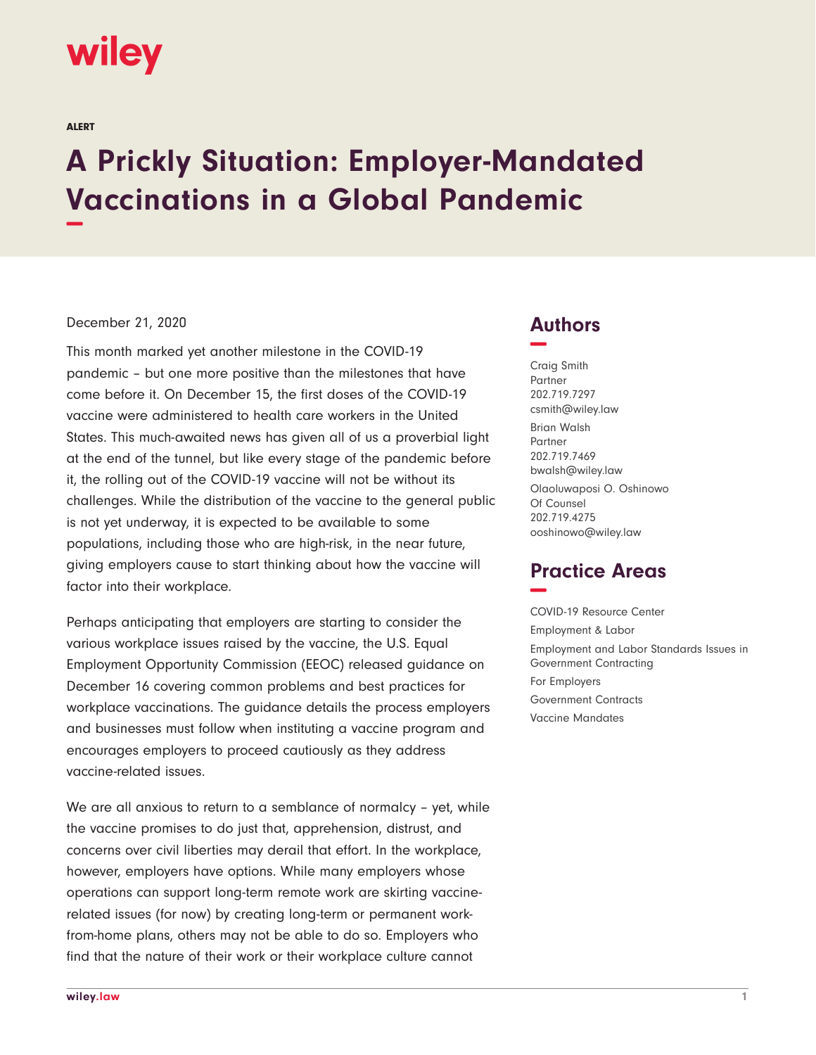wiley

ALERT

# A Prickly Situation: Employer-Mandated Vaccinations in a Global Pandemic

December 21, 2020

This month marked yet another milestone in the COVID-19 pandemic – but one more positive than the milestones that have come before it. On December 15, the first doses of the COVID-19 vaccine were administered to health care workers in the United States. This much-awaited news has given all of us a proverbial light at the end of the tunnel, but like every stage of the pandemic before it, the rolling out of the COVID-19 vaccine will not be without its challenges. While the distribution of the vaccine to the general public is not yet underway, it is expected to be available to some populations, including those who are high-risk, in the near future, giving employers cause to start thinking about how the vaccine will factor into their workplace.

Perhaps anticipating that employers are starting to consider the various workplace issues raised by the vaccine, the U.S. Equal Employment Opportunity Commission (EEOC) released guidance on December 16 covering common problems and best practices for workplace vaccinations. The guidance details the process employers and businesses must follow when instituting a vaccine program and encourages employers to proceed cautiously as they address vaccine-related issues.

We are all anxious to return to a semblance of normalcy – yet, while the vaccine promises to do just that, apprehension, distrust, and concerns over civil liberties may derail that effort. In the workplace, however, employers have options. While many employers whose operations can support long-term remote work are skirting vaccine-related issues (for now) by creating long-term or permanent work-from-home plans, others may not be able to do so. Employers who find that the nature of their work or their workplace culture cannot

## Authors

Craig Smith
Partner
202.719.7297
csmith@wiley.law

Brian Walsh
Partner
202.719.7469
bwalsh@wiley.law

Olaoluwaposi O. Oshinowo
Of Counsel
202.719.4275
ooshinowo@wiley.law

## Practice Areas

COVID-19 Resource Center
Employment & Labor
Employment and Labor Standards Issues in Government Contracting
For Employers
Government Contracts
Vaccine Mandates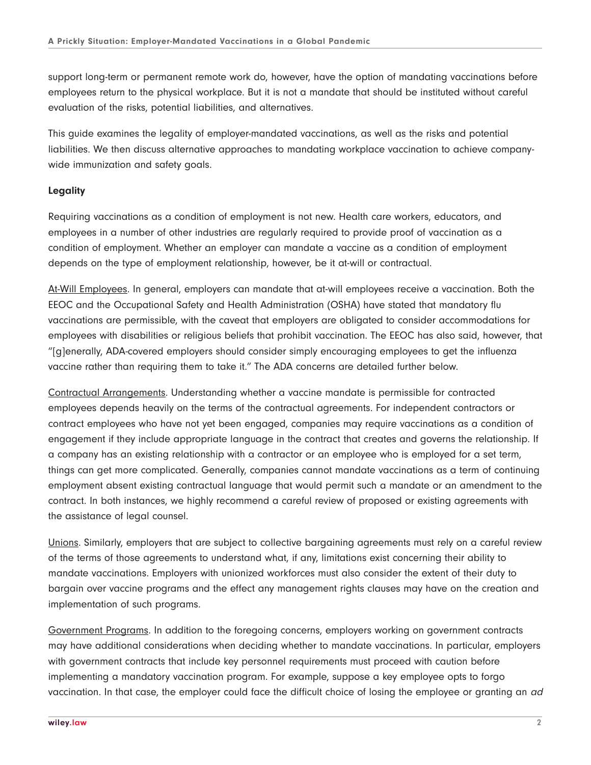support long-term or permanent remote work do, however, have the option of mandating vaccinations before employees return to the physical workplace. But it is not a mandate that should be instituted without careful evaluation of the risks, potential liabilities, and alternatives.

This guide examines the legality of employer-mandated vaccinations, as well as the risks and potential liabilities. We then discuss alternative approaches to mandating workplace vaccination to achieve company-wide immunization and safety goals.

**Legality**

Requiring vaccinations as a condition of employment is not new. Health care workers, educators, and employees in a number of other industries are regularly required to provide proof of vaccination as a condition of employment. Whether an employer can mandate a vaccine as a condition of employment depends on the type of employment relationship, however, be it at-will or contractual.

At-Will Employees. In general, employers can mandate that at-will employees receive a vaccination. Both the EEOC and the Occupational Safety and Health Administration (OSHA) have stated that mandatory flu vaccinations are permissible, with the caveat that employers are obligated to consider accommodations for employees with disabilities or religious beliefs that prohibit vaccination. The EEOC has also said, however, that "[g]enerally, ADA-covered employers should consider simply encouraging employees to get the influenza vaccine rather than requiring them to take it." The ADA concerns are detailed further below.

Contractual Arrangements. Understanding whether a vaccine mandate is permissible for contracted employees depends heavily on the terms of the contractual agreements. For independent contractors or contract employees who have not yet been engaged, companies may require vaccinations as a condition of engagement if they include appropriate language in the contract that creates and governs the relationship. If a company has an existing relationship with a contractor or an employee who is employed for a set term, things can get more complicated. Generally, companies cannot mandate vaccinations as a term of continuing employment absent existing contractual language that would permit such a mandate or an amendment to the contract. In both instances, we highly recommend a careful review of proposed or existing agreements with the assistance of legal counsel.

Unions. Similarly, employers that are subject to collective bargaining agreements must rely on a careful review of the terms of those agreements to understand what, if any, limitations exist concerning their ability to mandate vaccinations. Employers with unionized workforces must also consider the extent of their duty to bargain over vaccine programs and the effect any management rights clauses may have on the creation and implementation of such programs.

Government Programs. In addition to the foregoing concerns, employers working on government contracts may have additional considerations when deciding whether to mandate vaccinations. In particular, employers with government contracts that include key personnel requirements must proceed with caution before implementing a mandatory vaccination program. For example, suppose a key employee opts to forgo vaccination. In that case, the employer could face the difficult choice of losing the employee or granting an *ad*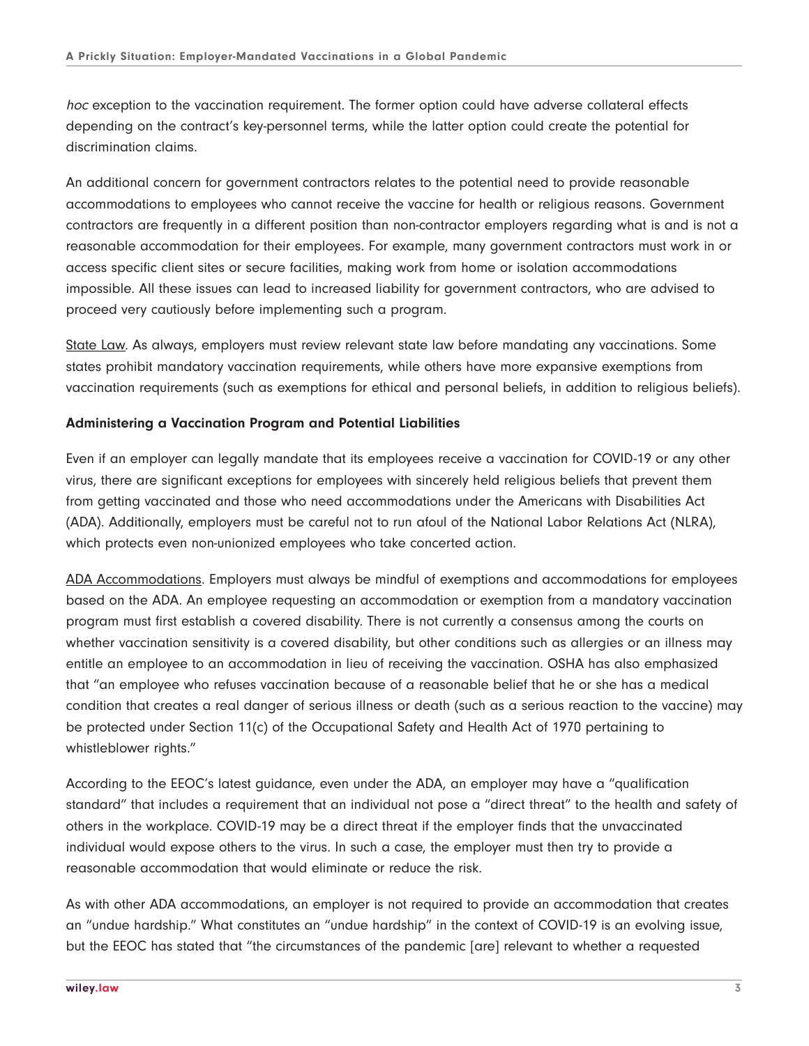*hoc* exception to the vaccination requirement. The former option could have adverse collateral effects depending on the contract's key-personnel terms, while the latter option could create the potential for discrimination claims.

An additional concern for government contractors relates to the potential need to provide reasonable accommodations to employees who cannot receive the vaccine for health or religious reasons. Government contractors are frequently in a different position than non-contractor employers regarding what is and is not a reasonable accommodation for their employees. For example, many government contractors must work in or access specific client sites or secure facilities, making work from home or isolation accommodations impossible. All these issues can lead to increased liability for government contractors, who are advised to proceed very cautiously before implementing such a program.

<u>State Law</u>. As always, employers must review relevant state law before mandating any vaccinations. Some states prohibit mandatory vaccination requirements, while others have more expansive exemptions from vaccination requirements (such as exemptions for ethical and personal beliefs, in addition to religious beliefs).

**Administering a Vaccination Program and Potential Liabilities**

Even if an employer can legally mandate that its employees receive a vaccination for COVID-19 or any other virus, there are significant exceptions for employees with sincerely held religious beliefs that prevent them from getting vaccinated and those who need accommodations under the Americans with Disabilities Act (ADA). Additionally, employers must be careful not to run afoul of the National Labor Relations Act (NLRA), which protects even non-unionized employees who take concerted action.

<u>ADA Accommodations</u>. Employers must always be mindful of exemptions and accommodations for employees based on the ADA. An employee requesting an accommodation or exemption from a mandatory vaccination program must first establish a covered disability. There is not currently a consensus among the courts on whether vaccination sensitivity is a covered disability, but other conditions such as allergies or an illness may entitle an employee to an accommodation in lieu of receiving the vaccination. OSHA has also emphasized that "an employee who refuses vaccination because of a reasonable belief that he or she has a medical condition that creates a real danger of serious illness or death (such as a serious reaction to the vaccine) may be protected under Section 11(c) of the Occupational Safety and Health Act of 1970 pertaining to whistleblower rights."

According to the EEOC's latest guidance, even under the ADA, an employer may have a "qualification standard" that includes a requirement that an individual not pose a "direct threat" to the health and safety of others in the workplace. COVID-19 may be a direct threat if the employer finds that the unvaccinated individual would expose others to the virus. In such a case, the employer must then try to provide a reasonable accommodation that would eliminate or reduce the risk.

As with other ADA accommodations, an employer is not required to provide an accommodation that creates an "undue hardship." What constitutes an "undue hardship" in the context of COVID-19 is an evolving issue, but the EEOC has stated that "the circumstances of the pandemic [are] relevant to whether a requested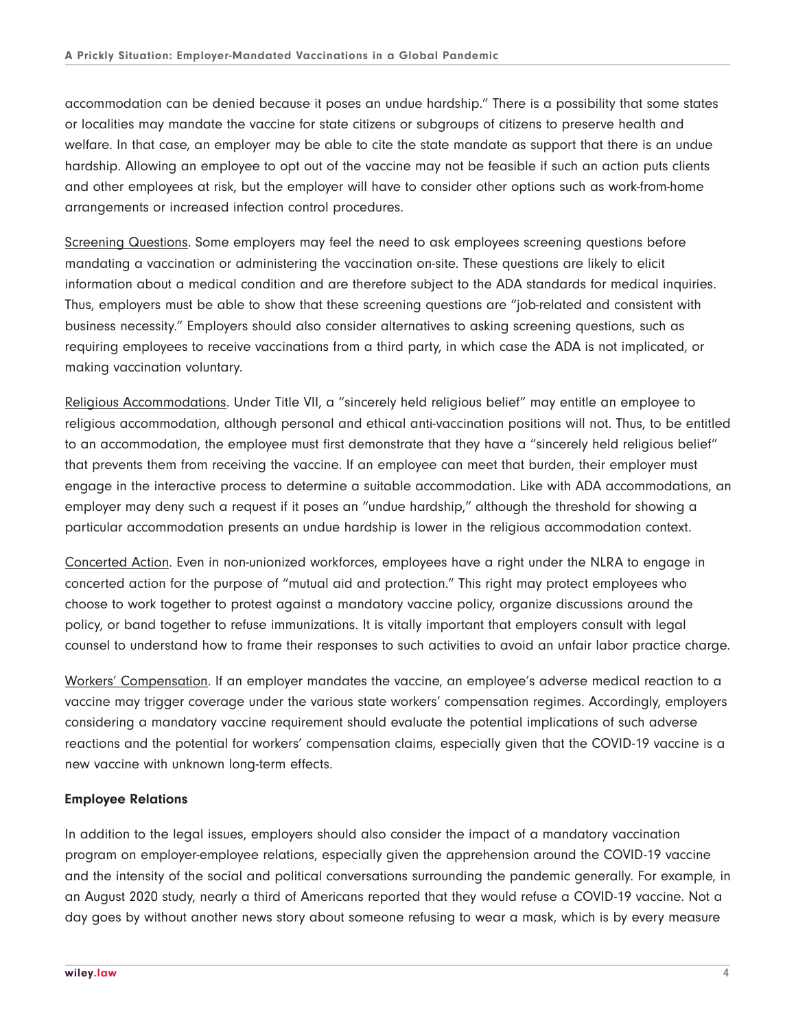accommodation can be denied because it poses an undue hardship." There is a possibility that some states or localities may mandate the vaccine for state citizens or subgroups of citizens to preserve health and welfare. In that case, an employer may be able to cite the state mandate as support that there is an undue hardship. Allowing an employee to opt out of the vaccine may not be feasible if such an action puts clients and other employees at risk, but the employer will have to consider other options such as work-from-home arrangements or increased infection control procedures.

Screening Questions. Some employers may feel the need to ask employees screening questions before mandating a vaccination or administering the vaccination on-site. These questions are likely to elicit information about a medical condition and are therefore subject to the ADA standards for medical inquiries. Thus, employers must be able to show that these screening questions are "job-related and consistent with business necessity." Employers should also consider alternatives to asking screening questions, such as requiring employees to receive vaccinations from a third party, in which case the ADA is not implicated, or making vaccination voluntary.

Religious Accommodations. Under Title VII, a "sincerely held religious belief" may entitle an employee to religious accommodation, although personal and ethical anti-vaccination positions will not. Thus, to be entitled to an accommodation, the employee must first demonstrate that they have a "sincerely held religious belief" that prevents them from receiving the vaccine. If an employee can meet that burden, their employer must engage in the interactive process to determine a suitable accommodation. Like with ADA accommodations, an employer may deny such a request if it poses an "undue hardship," although the threshold for showing a particular accommodation presents an undue hardship is lower in the religious accommodation context.

Concerted Action. Even in non-unionized workforces, employees have a right under the NLRA to engage in concerted action for the purpose of "mutual aid and protection." This right may protect employees who choose to work together to protest against a mandatory vaccine policy, organize discussions around the policy, or band together to refuse immunizations. It is vitally important that employers consult with legal counsel to understand how to frame their responses to such activities to avoid an unfair labor practice charge.

Workers' Compensation. If an employer mandates the vaccine, an employee's adverse medical reaction to a vaccine may trigger coverage under the various state workers' compensation regimes. Accordingly, employers considering a mandatory vaccine requirement should evaluate the potential implications of such adverse reactions and the potential for workers' compensation claims, especially given that the COVID-19 vaccine is a new vaccine with unknown long-term effects.

**Employee Relations**

In addition to the legal issues, employers should also consider the impact of a mandatory vaccination program on employer-employee relations, especially given the apprehension around the COVID-19 vaccine and the intensity of the social and political conversations surrounding the pandemic generally. For example, in an August 2020 study, nearly a third of Americans reported that they would refuse a COVID-19 vaccine. Not a day goes by without another news story about someone refusing to wear a mask, which is by every measure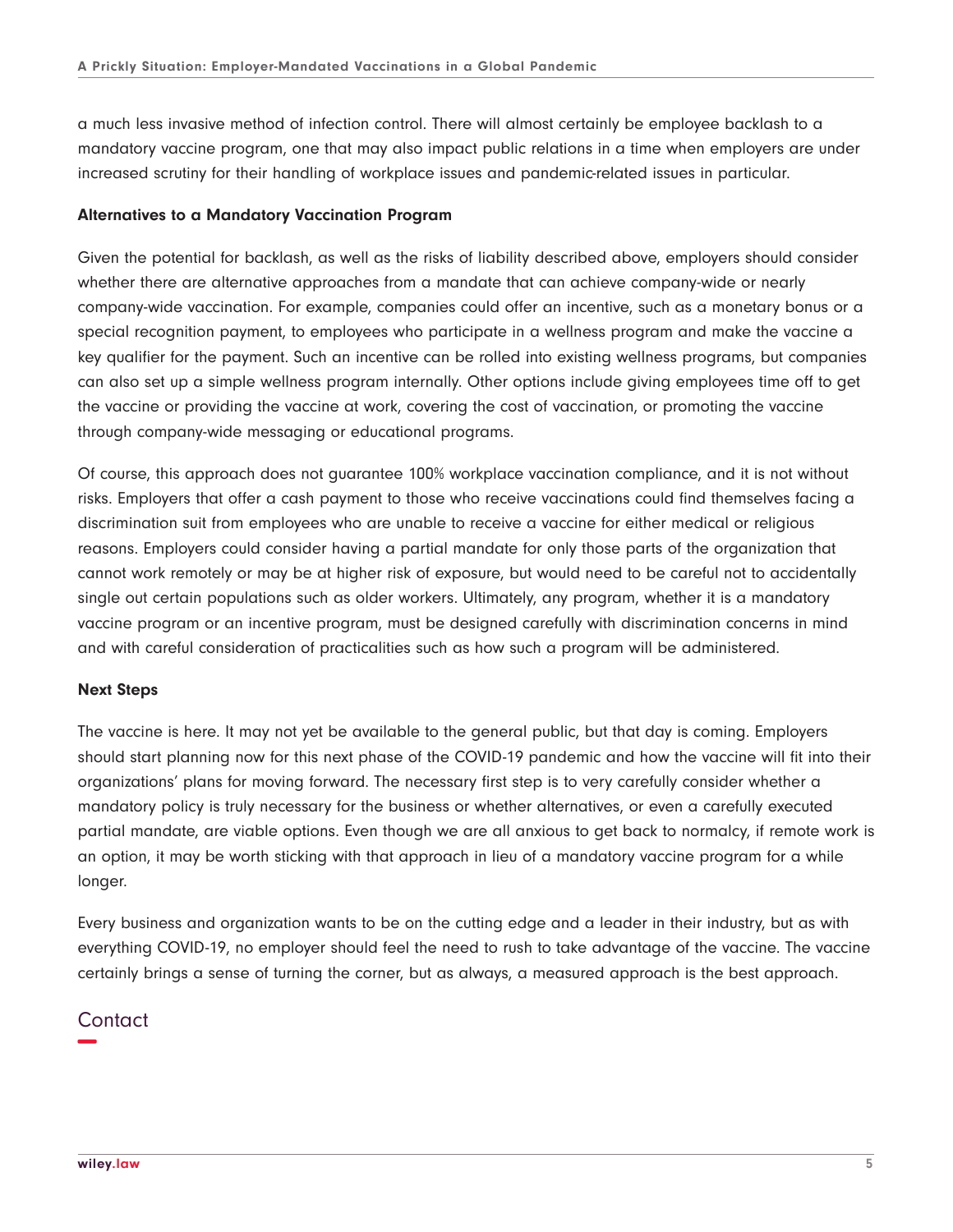a much less invasive method of infection control. There will almost certainly be employee backlash to a mandatory vaccine program, one that may also impact public relations in a time when employers are under increased scrutiny for their handling of workplace issues and pandemic-related issues in particular.

**Alternatives to a Mandatory Vaccination Program**

Given the potential for backlash, as well as the risks of liability described above, employers should consider whether there are alternative approaches from a mandate that can achieve company-wide or nearly company-wide vaccination. For example, companies could offer an incentive, such as a monetary bonus or a special recognition payment, to employees who participate in a wellness program and make the vaccine a key qualifier for the payment. Such an incentive can be rolled into existing wellness programs, but companies can also set up a simple wellness program internally. Other options include giving employees time off to get the vaccine or providing the vaccine at work, covering the cost of vaccination, or promoting the vaccine through company-wide messaging or educational programs.

Of course, this approach does not guarantee 100% workplace vaccination compliance, and it is not without risks. Employers that offer a cash payment to those who receive vaccinations could find themselves facing a discrimination suit from employees who are unable to receive a vaccine for either medical or religious reasons. Employers could consider having a partial mandate for only those parts of the organization that cannot work remotely or may be at higher risk of exposure, but would need to be careful not to accidentally single out certain populations such as older workers. Ultimately, any program, whether it is a mandatory vaccine program or an incentive program, must be designed carefully with discrimination concerns in mind and with careful consideration of practicalities such as how such a program will be administered.

**Next Steps**

The vaccine is here. It may not yet be available to the general public, but that day is coming. Employers should start planning now for this next phase of the COVID-19 pandemic and how the vaccine will fit into their organizations' plans for moving forward. The necessary first step is to very carefully consider whether a mandatory policy is truly necessary for the business or whether alternatives, or even a carefully executed partial mandate, are viable options. Even though we are all anxious to get back to normalcy, if remote work is an option, it may be worth sticking with that approach in lieu of a mandatory vaccine program for a while longer.

Every business and organization wants to be on the cutting edge and a leader in their industry, but as with everything COVID-19, no employer should feel the need to rush to take advantage of the vaccine. The vaccine certainly brings a sense of turning the corner, but as always, a measured approach is the best approach.

## Contact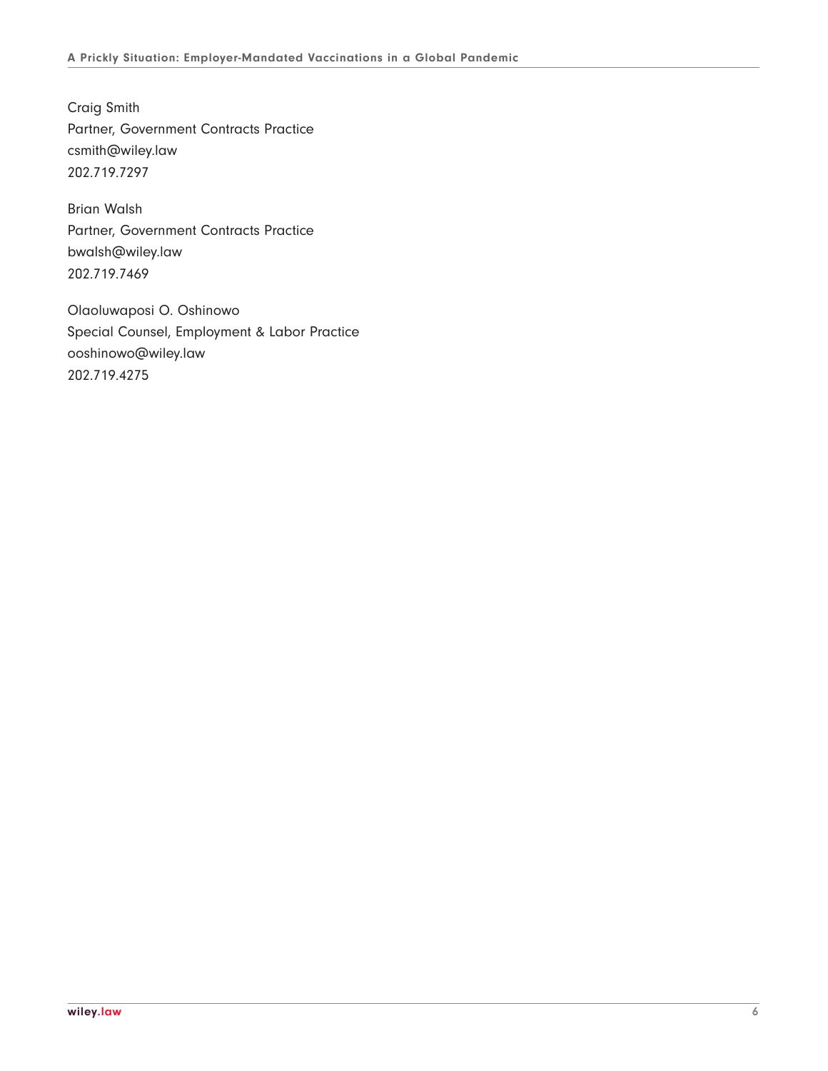Craig Smith
Partner, Government Contracts Practice
csmith@wiley.law
202.719.7297

Brian Walsh
Partner, Government Contracts Practice
bwalsh@wiley.law
202.719.7469

Olaoluwaposi O. Oshinowo
Special Counsel, Employment & Labor Practice
ooshinowo@wiley.law
202.719.4275